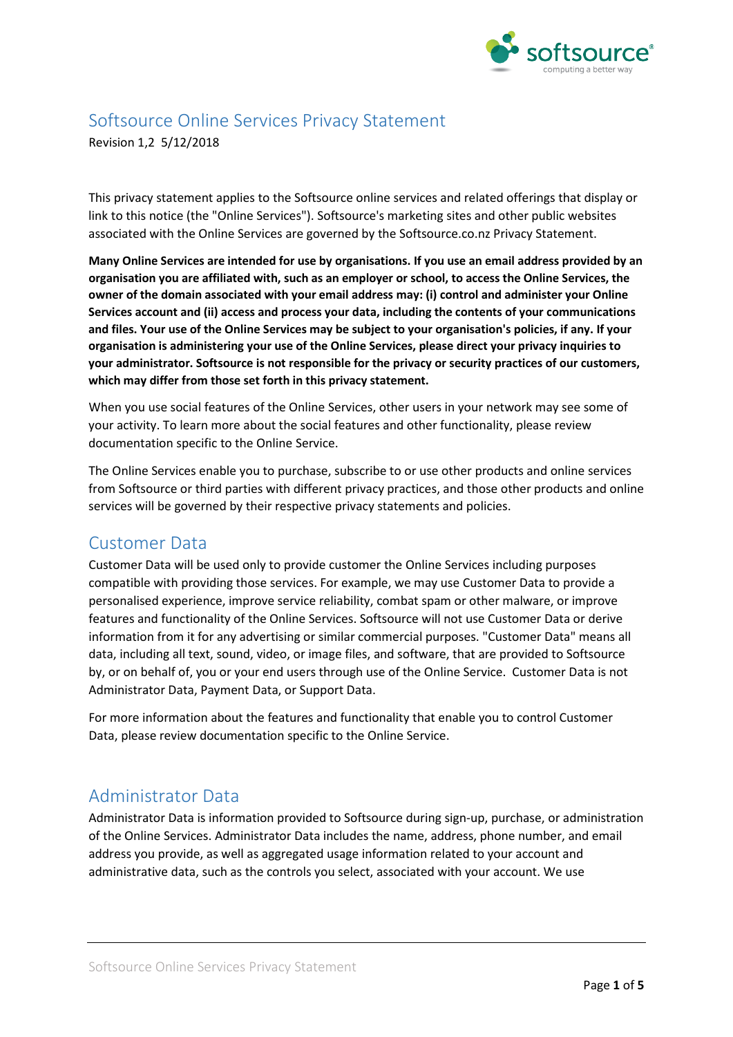# Softsource Online Services Privacy Statement

Revision 1,2 5/12/2018

This privacy statement applies to the Softsource online services and related offerings that display or link to this notice (the "Online Services"). Softsource's marketing sites and other public websites associated with the Online Services are governed by the Softsource.co.nz Privacy Statement.

**Many Online Services are intended for use by organisations. If you use an email address provided by an organisation you are affiliated with, such as an employer or school, to access the Online Services, the owner of the domain associated with your email address may: (i) control and administer your Online Services account and (ii) access and process your data, including the contents of your communications and files. Your use of the Online Services may be subject to your organisation's policies, if any. If your organisation is administering your use of the Online Services, please direct your privacy inquiries to your administrator. Softsource is not responsible for the privacy or security practices of our customers, which may differ from those set forth in this privacy statement.**

When you use social features of the Online Services, other users in your network may see some of your activity. To learn more about the social features and other functionality, please review documentation specific to the Online Service.

The Online Services enable you to purchase, subscribe to or use other products and online services from Softsource or third parties with different privacy practices, and those other products and online services will be governed by their respective privacy statements and policies.

## Customer Data

Customer Data will be used only to provide customer the Online Services including purposes compatible with providing those services. For example, we may use Customer Data to provide a personalised experience, improve service reliability, combat spam or other malware, or improve features and functionality of the Online Services. Softsource will not use Customer Data or derive information from it for any advertising or similar commercial purposes. "Customer Data" means all data, including all text, sound, video, or image files, and software, that are provided to Softsource by, or on behalf of, you or your end users through use of the Online Service. Customer Data is not Administrator Data, Payment Data, or Support Data.

For more information about the features and functionality that enable you to control Customer Data, please review documentation specific to the Online Service.

## Administrator Data

Administrator Data is information provided to Softsource during sign-up, purchase, or administration of the Online Services. Administrator Data includes the name, address, phone number, and email address you provide, as well as aggregated usage information related to your account and administrative data, such as the controls you select, associated with your account. We use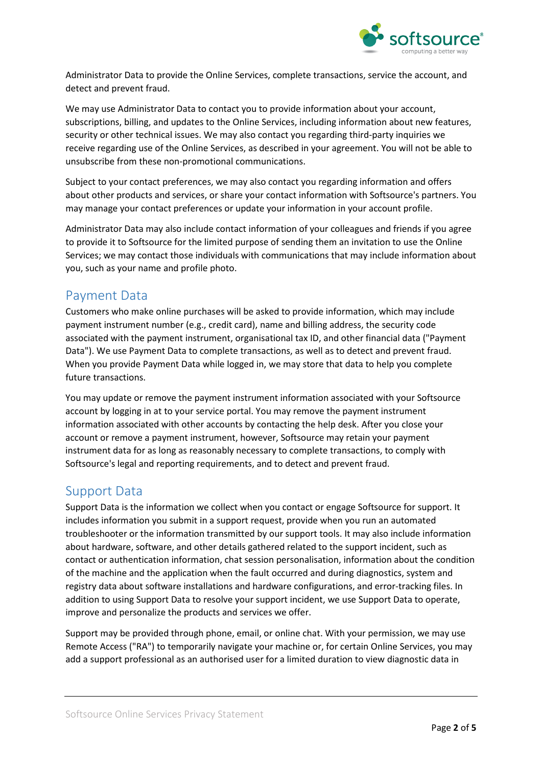Administrator Data to provide the Online Services, complete transactions, service the account, and detect and prevent fraud.

We may use Administrator Data to contact you to provide information about your account, subscriptions, billing, and updates to the Online Services, including information about new features, security or other technical issues. We may also contact you regarding third-party inquiries we receive regarding use of the Online Services, as described in your agreement. You will not be able to unsubscribe from these non-promotional communications.

Subject to your contact preferences, we may also contact you regarding information and offers about other products and services, or share your contact information with Softsource's partners. You may manage your contact preferences or update your information in your account profile.

Administrator Data may also include contact information of your colleagues and friends if you agree to provide it to Softsource for the limited purpose of sending them an invitation to use the Online Services; we may contact those individuals with communications that may include information about you, such as your name and profile photo.

## Payment Data

Customers who make online purchases will be asked to provide information, which may include payment instrument number (e.g., credit card), name and billing address, the security code associated with the payment instrument, organisational tax ID, and other financial data ("Payment Data"). We use Payment Data to complete transactions, as well as to detect and prevent fraud. When you provide Payment Data while logged in, we may store that data to help you complete future transactions.

You may update or remove the payment instrument information associated with your Softsource account by logging in at to your service portal. You may remove the payment instrument information associated with other accounts by contacting the help desk. After you close your account or remove a payment instrument, however, Softsource may retain your payment instrument data for as long as reasonably necessary to complete transactions, to comply with Softsource's legal and reporting requirements, and to detect and prevent fraud.

## Support Data

Support Data is the information we collect when you contact or engage Softsource for support. It includes information you submit in a support request, provide when you run an automated troubleshooter or the information transmitted by our support tools. It may also include information about hardware, software, and other details gathered related to the support incident, such as contact or authentication information, chat session personalisation, information about the condition of the machine and the application when the fault occurred and during diagnostics, system and registry data about software installations and hardware configurations, and error-tracking files. In addition to using Support Data to resolve your support incident, we use Support Data to operate, improve and personalize the products and services we offer.

Support may be provided through phone, email, or online chat. With your permission, we may use Remote Access ("RA") to temporarily navigate your machine or, for certain Online Services, you may add a support professional as an authorised user for a limited duration to view diagnostic data in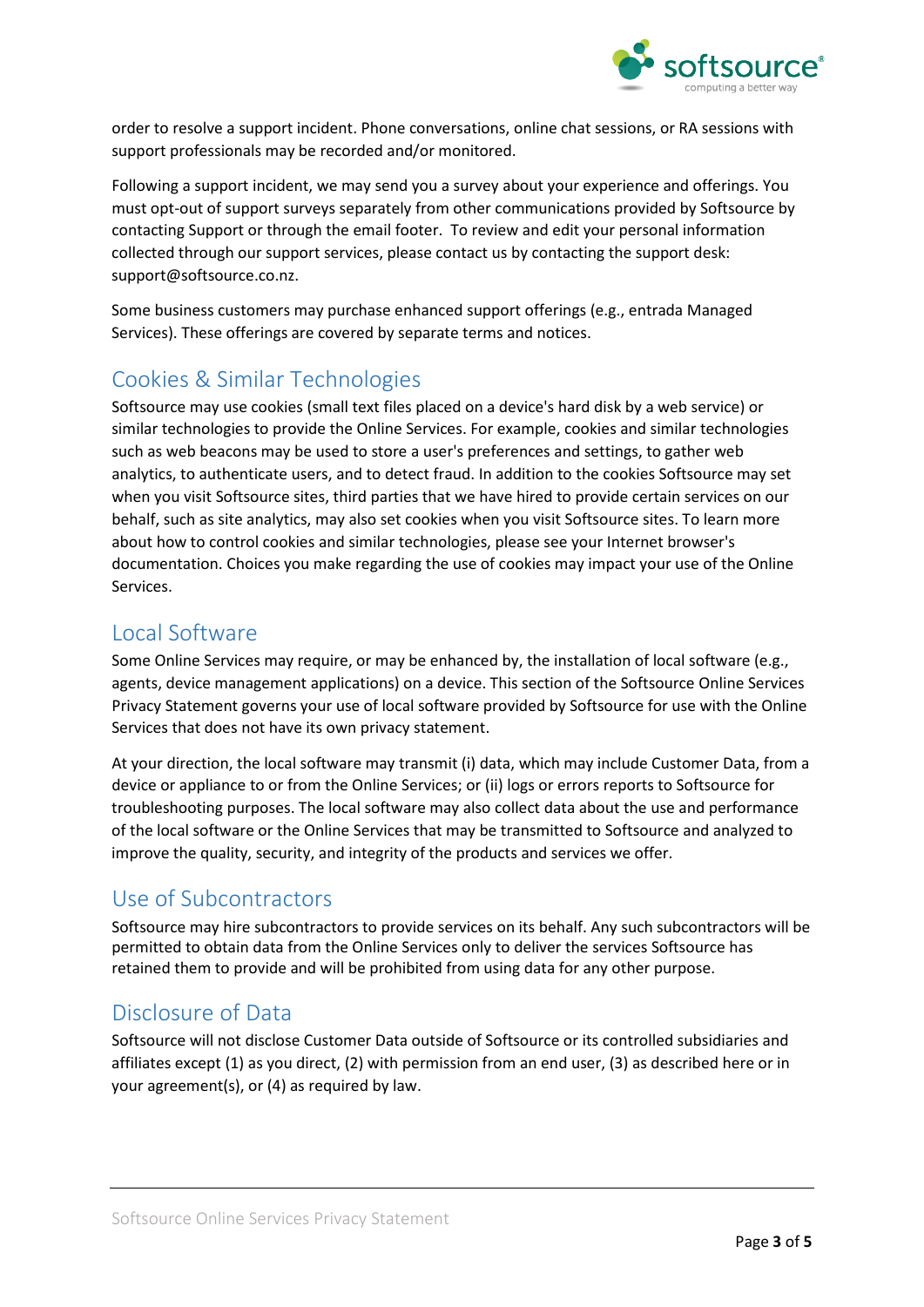order to resolve a support incident. Phone conversations, online chat sessions, or RA sessions with support professionals may be recorded and/or monitored.

Following a support incident, we may send you a survey about your experience and offerings. You must opt-out of support surveys separately from other communications provided by Softsource by contacting Support or through the email footer. To review and edit your personal information collected through our support services, please contact us by contacting the support desk: support@softsource.co.nz.

Some business customers may purchase enhanced support offerings (e.g., entrada Managed Services). These offerings are covered by separate terms and notices.

## Cookies & Similar Technologies

Softsource may use cookies (small text files placed on a device's hard disk by a web service) or similar technologies to provide the Online Services. For example, cookies and similar technologies such as web beacons may be used to store a user's preferences and settings, to gather web analytics, to authenticate users, and to detect fraud. In addition to the cookies Softsource may set when you visit Softsource sites, third parties that we have hired to provide certain services on our behalf, such as site analytics, may also set cookies when you visit Softsource sites. To learn more about how to control cookies and similar technologies, please see your Internet browser's documentation. Choices you make regarding the use of cookies may impact your use of the Online Services.

## Local Software

Some Online Services may require, or may be enhanced by, the installation of local software (e.g., agents, device management applications) on a device. This section of the Softsource Online Services Privacy Statement governs your use of local software provided by Softsource for use with the Online Services that does not have its own privacy statement.

At your direction, the local software may transmit (i) data, which may include Customer Data, from a device or appliance to or from the Online Services; or (ii) logs or errors reports to Softsource for troubleshooting purposes. The local software may also collect data about the use and performance of the local software or the Online Services that may be transmitted to Softsource and analyzed to improve the quality, security, and integrity of the products and services we offer.

## Use of Subcontractors

Softsource may hire subcontractors to provide services on its behalf. Any such subcontractors will be permitted to obtain data from the Online Services only to deliver the services Softsource has retained them to provide and will be prohibited from using data for any other purpose.

## Disclosure of Data

Softsource will not disclose Customer Data outside of Softsource or its controlled subsidiaries and affiliates except (1) as you direct, (2) with permission from an end user, (3) as described here or in your agreement(s), or (4) as required by law.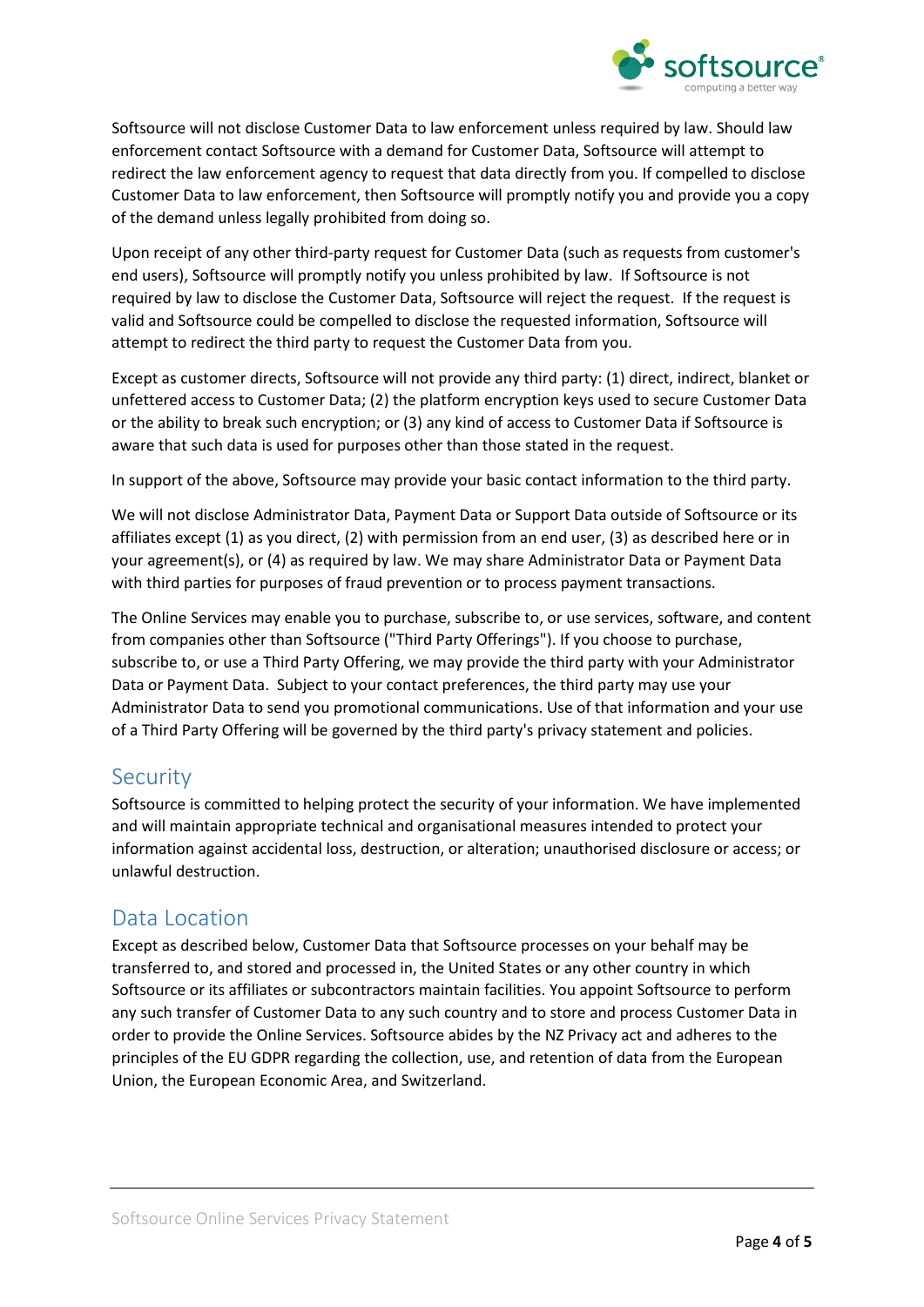Softsource will not disclose Customer Data to law enforcement unless required by law. Should law enforcement contact Softsource with a demand for Customer Data, Softsource will attempt to redirect the law enforcement agency to request that data directly from you. If compelled to disclose Customer Data to law enforcement, then Softsource will promptly notify you and provide you a copy of the demand unless legally prohibited from doing so.

Upon receipt of any other third-party request for Customer Data (such as requests from customer's end users), Softsource will promptly notify you unless prohibited by law. If Softsource is not required by law to disclose the Customer Data, Softsource will reject the request. If the request is valid and Softsource could be compelled to disclose the requested information, Softsource will attempt to redirect the third party to request the Customer Data from you.

Except as customer directs, Softsource will not provide any third party: (1) direct, indirect, blanket or unfettered access to Customer Data; (2) the platform encryption keys used to secure Customer Data or the ability to break such encryption; or (3) any kind of access to Customer Data if Softsource is aware that such data is used for purposes other than those stated in the request.

In support of the above, Softsource may provide your basic contact information to the third party.

We will not disclose Administrator Data, Payment Data or Support Data outside of Softsource or its affiliates except (1) as you direct, (2) with permission from an end user, (3) as described here or in your agreement(s), or (4) as required by law. We may share Administrator Data or Payment Data with third parties for purposes of fraud prevention or to process payment transactions.

The Online Services may enable you to purchase, subscribe to, or use services, software, and content from companies other than Softsource ("Third Party Offerings"). If you choose to purchase, subscribe to, or use a Third Party Offering, we may provide the third party with your Administrator Data or Payment Data. Subject to your contact preferences, the third party may use your Administrator Data to send you promotional communications. Use of that information and your use of a Third Party Offering will be governed by the third party's privacy statement and policies.

## Security

Softsource is committed to helping protect the security of your information. We have implemented and will maintain appropriate technical and organisational measures intended to protect your information against accidental loss, destruction, or alteration; unauthorised disclosure or access; or unlawful destruction.

## Data Location

Except as described below, Customer Data that Softsource processes on your behalf may be transferred to, and stored and processed in, the United States or any other country in which Softsource or its affiliates or subcontractors maintain facilities. You appoint Softsource to perform any such transfer of Customer Data to any such country and to store and process Customer Data in order to provide the Online Services. Softsource abides by the NZ Privacy act and adheres to the principles of the EU GDPR regarding the collection, use, and retention of data from the European Union, the European Economic Area, and Switzerland.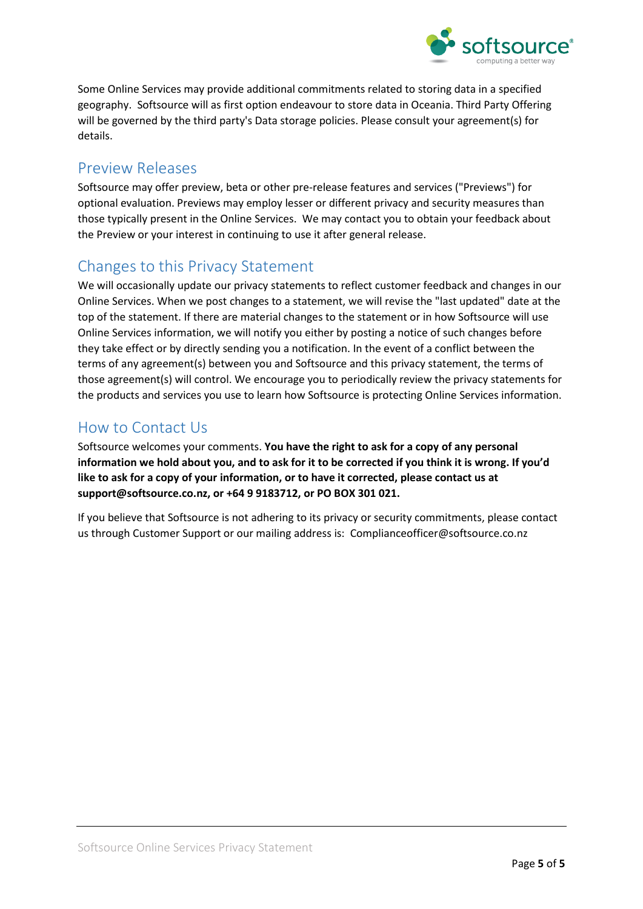Some Online Services may provide additional commitments related to storing data in a specified geography. Softsource will as first option endeavour to store data in Oceania. Third Party Offering will be governed by the third party's Data storage policies. Please consult your agreement(s) for details.

## Preview Releases

Softsource may offer preview, beta or other pre-release features and services ("Previews") for optional evaluation. Previews may employ lesser or different privacy and security measures than those typically present in the Online Services. We may contact you to obtain your feedback about the Preview or your interest in continuing to use it after general release.

## Changes to this Privacy Statement

We will occasionally update our privacy statements to reflect customer feedback and changes in our Online Services. When we post changes to a statement, we will revise the "last updated" date at the top of the statement. If there are material changes to the statement or in how Softsource will use Online Services information, we will notify you either by posting a notice of such changes before they take effect or by directly sending you a notification. In the event of a conflict between the terms of any agreement(s) between you and Softsource and this privacy statement, the terms of those agreement(s) will control. We encourage you to periodically review the privacy statements for the products and services you use to learn how Softsource is protecting Online Services information.

## How to Contact Us

Softsource welcomes your comments. **You have the right to ask for a copy of any personal information we hold about you, and to ask for it to be corrected if you think it is wrong. If you'd like to ask for a copy of your information, or to have it corrected, please contact us at support@softsource.co.nz, or +64 9 9183712, or PO BOX 301 021.**

If you believe that Softsource is not adhering to its privacy or security commitments, please contact us through Customer Support or our mailing address is: Complianceofficer@softsource.co.nz